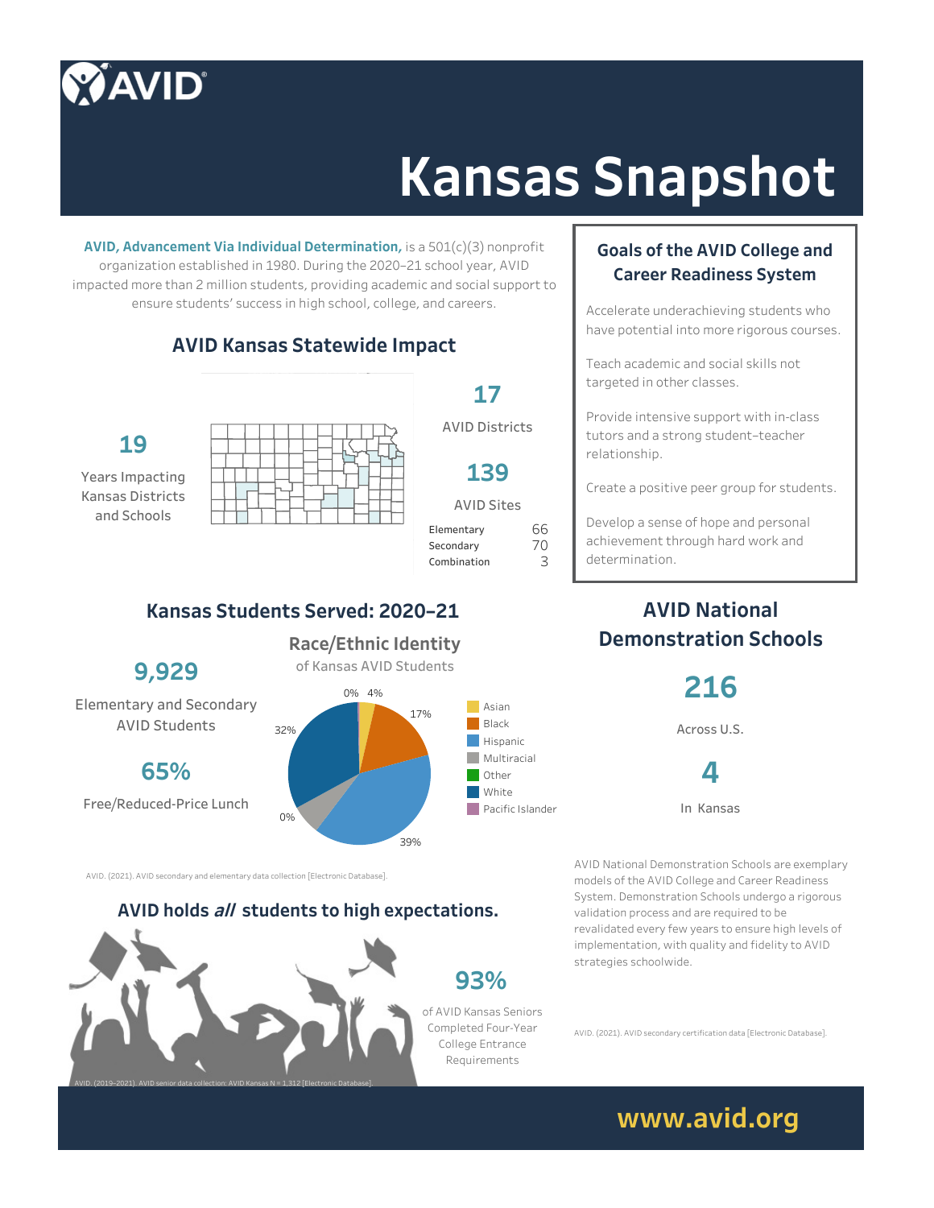# Kansas Snapshot

**AVID, Advancement Via Individual Determination,** is a 501(c)(3) nonprofit organization established in 1980. During the 2020–21 school year, AVID impacted more than 2 million students, providing academic and social support to ensure students' success in high school, college, and careers.

## AVID Kansas Statewide Impact

**19**

Years Impacting Kansas Districts and Schools

**17**

AVID Districts

**139**

AVID Sites

| | |
|---|---|
| Elementary | 66 |
| Secondary | 70 |
| Combination | 3 |

## Goals of the AVID College and Career Readiness System

Accelerate underachieving students who have potential into more rigorous courses.

Teach academic and social skills not targeted in other classes.

Provide intensive support with in-class tutors and a strong student–teacher relationship.

Create a positive peer group for students.

Develop a sense of hope and personal achievement through hard work and determination.

## Kansas Students Served: 2020–21

**9,929**

Elementary and Secondary AVID Students

**65%**

Free/Reduced-Price Lunch

### Race/Ethnic Identity

of Kansas AVID Students

| Race/Ethnic Identity | Percent |
|---|---|
| Asian | 4% |
| Black | 17% |
| Hispanic | 39% |
| Multiracial | 0% |
| Other | 0% |
| White | 32% |
| Pacific Islander | 0% |

AVID. (2021). AVID secondary and elementary data collection [Electronic Database].

## AVID National Demonstration Schools

**216**

Across U.S.

**4**

In Kansas

AVID National Demonstration Schools are exemplary models of the AVID College and Career Readiness System. Demonstration Schools undergo a rigorous validation process and are required to be revalidated every few years to ensure high levels of implementation, with quality and fidelity to AVID strategies schoolwide.

AVID. (2021). AVID secondary certification data [Electronic Database].

## AVID holds *all* students to high expectations.

**93%**

of AVID Kansas Seniors Completed Four-Year College Entrance Requirements

AVID. (2019–2021). AVID senior data collection: AVID Kansas N = 1,312 [Electronic Database].

www.avid.org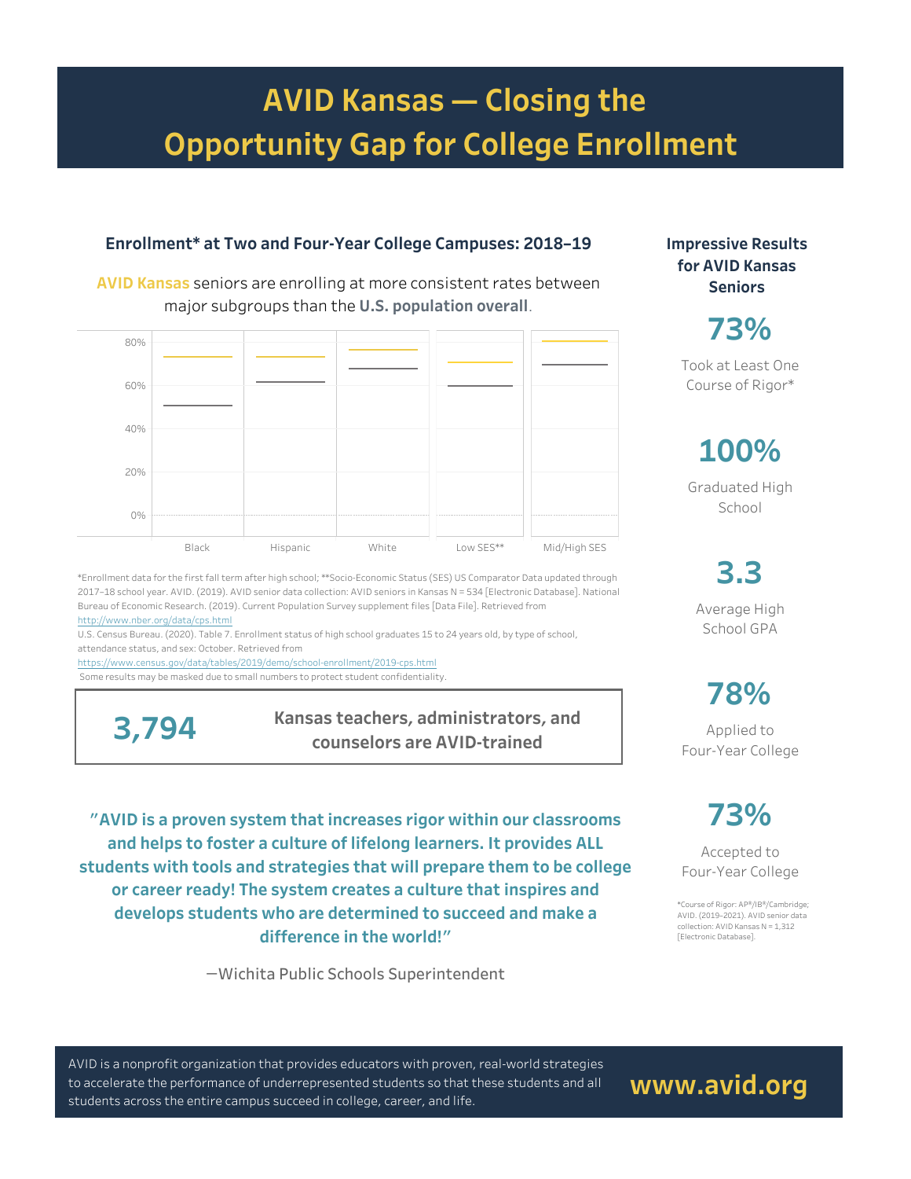# AVID Kansas — Closing the Opportunity Gap for College Enrollment

## Enrollment* at Two and Four-Year College Campuses: 2018–19

**AVID Kansas** seniors are enrolling at more consistent rates between major subgroups than the **U.S. population overall**.

80%
60%
40%
20%
0%

Black
Hispanic
White
Low SES**
Mid/High SES

*Enrollment data for the first fall term after high school; **Socio-Economic Status (SES) US Comparator Data updated through 2017–18 school year. AVID. (2019). AVID senior data collection: AVID seniors in Kansas N = 534 [Electronic Database]. National Bureau of Economic Research. (2019). Current Population Survey supplement files [Data File]. Retrieved from http://www.nber.org/data/cps.html

U.S. Census Bureau. (2020). Table 7. Enrollment status of high school graduates 15 to 24 years old, by type of school, attendance status, and sex: October. Retrieved from https://www.census.gov/data/tables/2019/demo/school-enrollment/2019-cps.html

Some results may be masked due to small numbers to protect student confidentiality.

**3,794** — **Kansas teachers, administrators, and counselors are AVID-trained**

**"AVID is a proven system that increases rigor within our classrooms and helps to foster a culture of lifelong learners. It provides ALL students with tools and strategies that will prepare them to be college or career ready! The system creates a culture that inspires and develops students who are determined to succeed and make a difference in the world!"**

—Wichita Public Schools Superintendent

## Impressive Results for AVID Kansas Seniors

**73%**
Took at Least One Course of Rigor*

**100%**
Graduated High School

**3.3**
Average High School GPA

**78%**
Applied to Four-Year College

**73%**
Accepted to Four-Year College

*Course of Rigor: AP®/IB®/Cambridge; AVID. (2019–2021). AVID senior data collection: AVID Kansas N = 1,312 [Electronic Database].

AVID is a nonprofit organization that provides educators with proven, real-world strategies to accelerate the performance of underrepresented students so that these students and all students across the entire campus succeed in college, career, and life.

**www.avid.org**